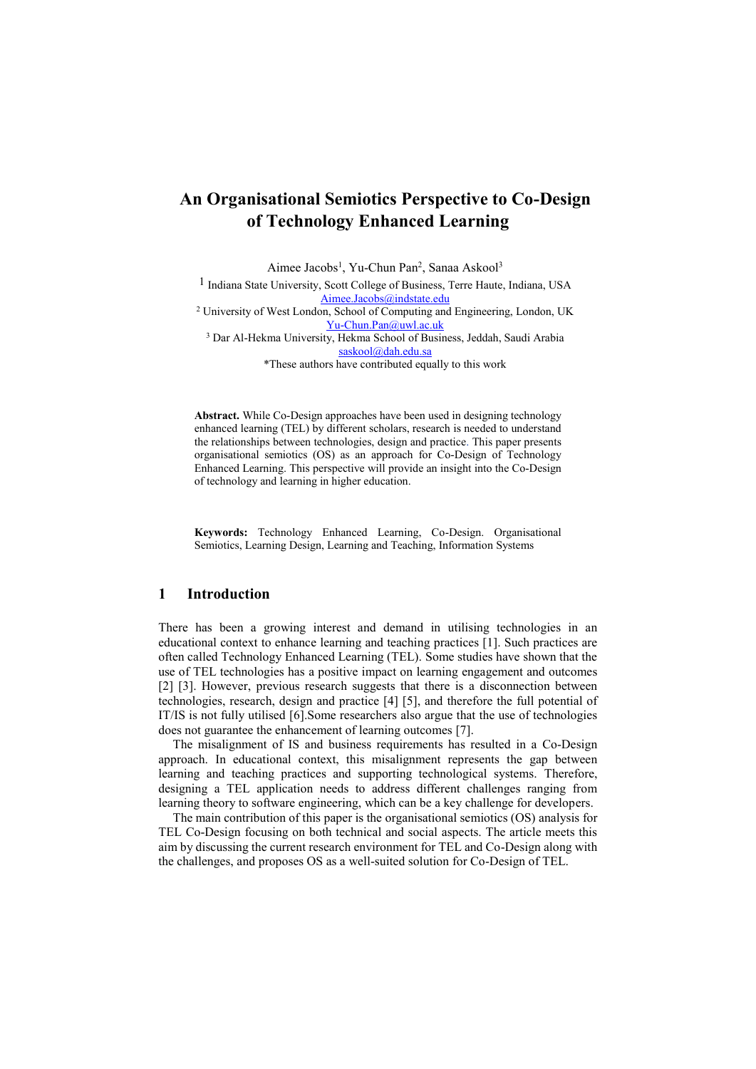# An Organisational Semiotics Perspective to Co-Design of Technology Enhanced Learning

Aimee Jacobs[1], Yu-Chun Pan[2], Sanaa Askool[3]

[1] Indiana State University, Scott College of Business, Terre Haute, Indiana, USA
Aimee.Jacobs@indstate.edu

[2] University of West London, School of Computing and Engineering, London, UK
Yu-Chun.Pan@uwl.ac.uk

[3] Dar Al-Hekma University, Hekma School of Business, Jeddah, Saudi Arabia
saskool@dah.edu.sa

*These authors have contributed equally to this work

**Abstract.** While Co-Design approaches have been used in designing technology enhanced learning (TEL) by different scholars, research is needed to understand the relationships between technologies, design and practice. This paper presents organisational semiotics (OS) as an approach for Co-Design of Technology Enhanced Learning. This perspective will provide an insight into the Co-Design of technology and learning in higher education.

**Keywords:** Technology Enhanced Learning, Co-Design. Organisational Semiotics, Learning Design, Learning and Teaching, Information Systems

## 1 Introduction

There has been a growing interest and demand in utilising technologies in an educational context to enhance learning and teaching practices [1]. Such practices are often called Technology Enhanced Learning (TEL). Some studies have shown that the use of TEL technologies has a positive impact on learning engagement and outcomes [2] [3]. However, previous research suggests that there is a disconnection between technologies, research, design and practice [4] [5], and therefore the full potential of IT/IS is not fully utilised [6].Some researchers also argue that the use of technologies does not guarantee the enhancement of learning outcomes [7].

The misalignment of IS and business requirements has resulted in a Co-Design approach. In educational context, this misalignment represents the gap between learning and teaching practices and supporting technological systems. Therefore, designing a TEL application needs to address different challenges ranging from learning theory to software engineering, which can be a key challenge for developers.

The main contribution of this paper is the organisational semiotics (OS) analysis for TEL Co-Design focusing on both technical and social aspects. The article meets this aim by discussing the current research environment for TEL and Co-Design along with the challenges, and proposes OS as a well-suited solution for Co-Design of TEL.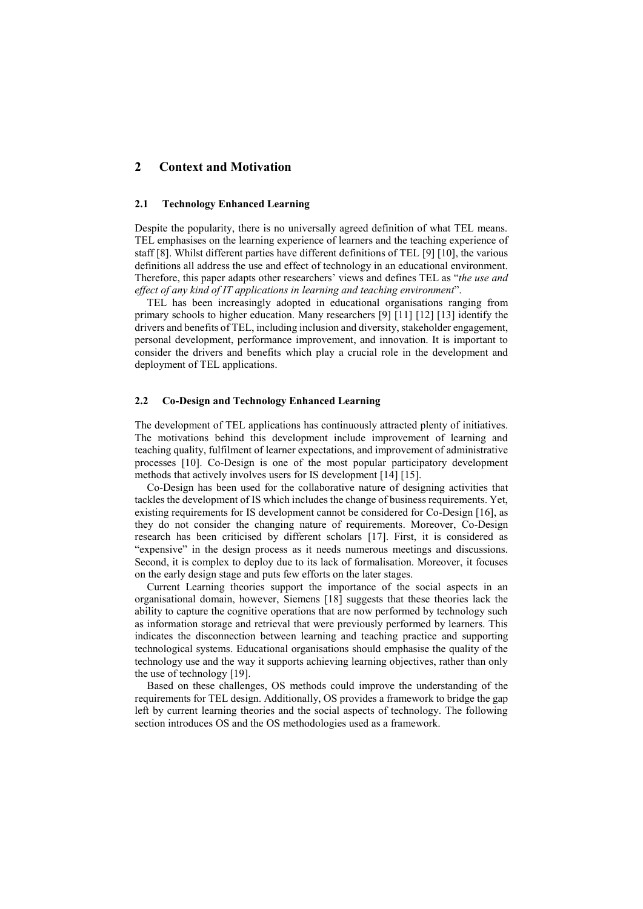## 2 Context and Motivation

### 2.1 Technology Enhanced Learning

Despite the popularity, there is no universally agreed definition of what TEL means. TEL emphasises on the learning experience of learners and the teaching experience of staff [8]. Whilst different parties have different definitions of TEL [9] [10], the various definitions all address the use and effect of technology in an educational environment. Therefore, this paper adapts other researchers' views and defines TEL as "*the use and effect of any kind of IT applications in learning and teaching environment*".

TEL has been increasingly adopted in educational organisations ranging from primary schools to higher education. Many researchers [9] [11] [12] [13] identify the drivers and benefits of TEL, including inclusion and diversity, stakeholder engagement, personal development, performance improvement, and innovation. It is important to consider the drivers and benefits which play a crucial role in the development and deployment of TEL applications.

### 2.2 Co-Design and Technology Enhanced Learning

The development of TEL applications has continuously attracted plenty of initiatives. The motivations behind this development include improvement of learning and teaching quality, fulfilment of learner expectations, and improvement of administrative processes [10]. Co-Design is one of the most popular participatory development methods that actively involves users for IS development [14] [15].

Co-Design has been used for the collaborative nature of designing activities that tackles the development of IS which includes the change of business requirements. Yet, existing requirements for IS development cannot be considered for Co-Design [16], as they do not consider the changing nature of requirements. Moreover, Co-Design research has been criticised by different scholars [17]. First, it is considered as "expensive" in the design process as it needs numerous meetings and discussions. Second, it is complex to deploy due to its lack of formalisation. Moreover, it focuses on the early design stage and puts few efforts on the later stages.

Current Learning theories support the importance of the social aspects in an organisational domain, however, Siemens [18] suggests that these theories lack the ability to capture the cognitive operations that are now performed by technology such as information storage and retrieval that were previously performed by learners. This indicates the disconnection between learning and teaching practice and supporting technological systems. Educational organisations should emphasise the quality of the technology use and the way it supports achieving learning objectives, rather than only the use of technology [19].

Based on these challenges, OS methods could improve the understanding of the requirements for TEL design. Additionally, OS provides a framework to bridge the gap left by current learning theories and the social aspects of technology. The following section introduces OS and the OS methodologies used as a framework.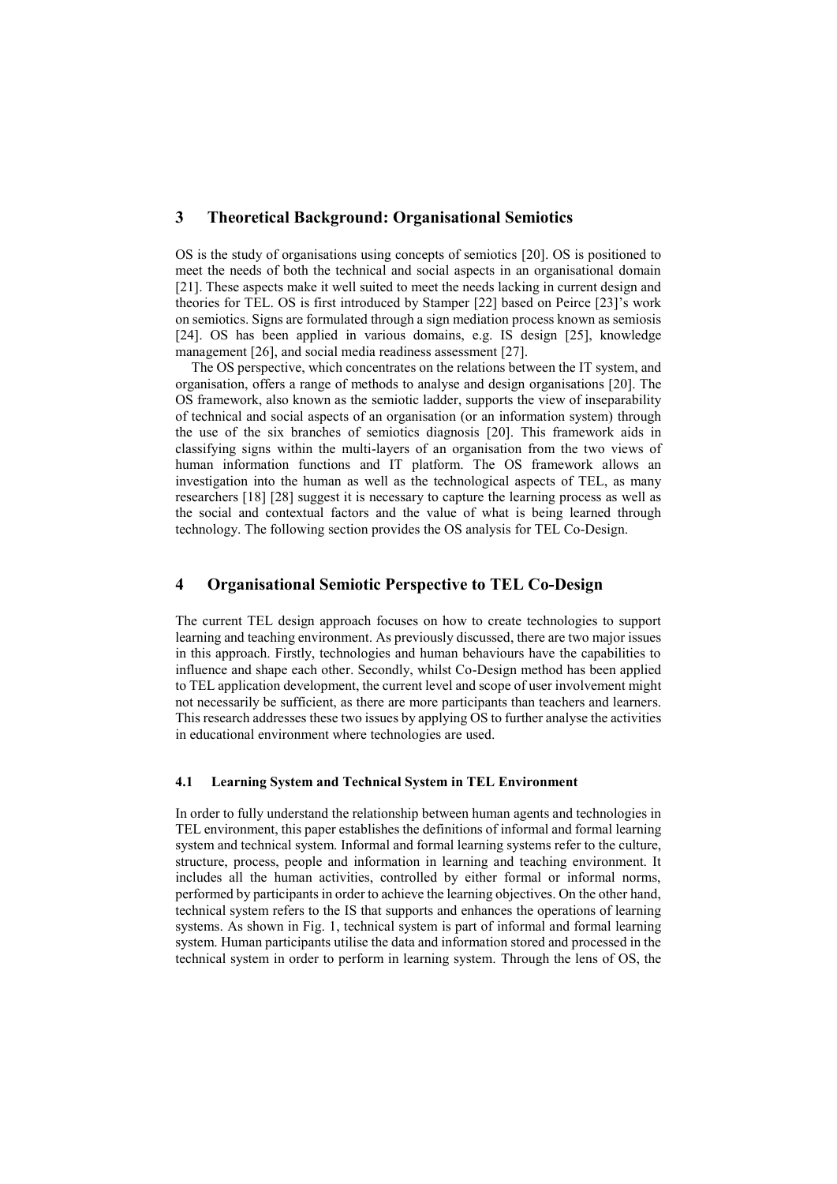## 3 Theoretical Background: Organisational Semiotics

OS is the study of organisations using concepts of semiotics [20]. OS is positioned to meet the needs of both the technical and social aspects in an organisational domain [21]. These aspects make it well suited to meet the needs lacking in current design and theories for TEL. OS is first introduced by Stamper [22] based on Peirce [23]'s work on semiotics. Signs are formulated through a sign mediation process known as semiosis [24]. OS has been applied in various domains, e.g. IS design [25], knowledge management [26], and social media readiness assessment [27].

The OS perspective, which concentrates on the relations between the IT system, and organisation, offers a range of methods to analyse and design organisations [20]. The OS framework, also known as the semiotic ladder, supports the view of inseparability of technical and social aspects of an organisation (or an information system) through the use of the six branches of semiotics diagnosis [20]. This framework aids in classifying signs within the multi-layers of an organisation from the two views of human information functions and IT platform. The OS framework allows an investigation into the human as well as the technological aspects of TEL, as many researchers [18] [28] suggest it is necessary to capture the learning process as well as the social and contextual factors and the value of what is being learned through technology. The following section provides the OS analysis for TEL Co-Design.

## 4 Organisational Semiotic Perspective to TEL Co-Design

The current TEL design approach focuses on how to create technologies to support learning and teaching environment. As previously discussed, there are two major issues in this approach. Firstly, technologies and human behaviours have the capabilities to influence and shape each other. Secondly, whilst Co-Design method has been applied to TEL application development, the current level and scope of user involvement might not necessarily be sufficient, as there are more participants than teachers and learners. This research addresses these two issues by applying OS to further analyse the activities in educational environment where technologies are used.

### 4.1 Learning System and Technical System in TEL Environment

In order to fully understand the relationship between human agents and technologies in TEL environment, this paper establishes the definitions of informal and formal learning system and technical system. Informal and formal learning systems refer to the culture, structure, process, people and information in learning and teaching environment. It includes all the human activities, controlled by either formal or informal norms, performed by participants in order to achieve the learning objectives. On the other hand, technical system refers to the IS that supports and enhances the operations of learning systems. As shown in Fig. 1, technical system is part of informal and formal learning system. Human participants utilise the data and information stored and processed in the technical system in order to perform in learning system. Through the lens of OS, the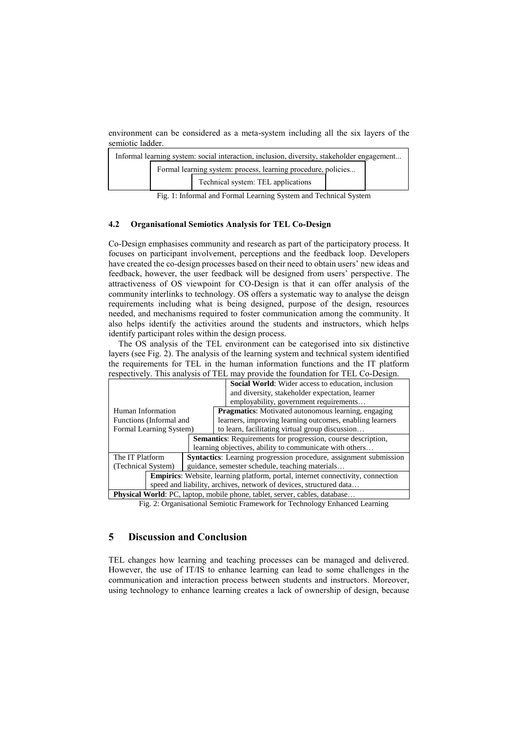environment can be considered as a meta-system including all the six layers of the semiotic ladder.

| Informal learning system: social interaction, inclusion, diversity, stakeholder engagement... |
|---|
| Formal learning system: process, learning procedure, policies... |
| Technical system: TEL applications |

Fig. 1: Informal and Formal Learning System and Technical System

### 4.2 Organisational Semiotics Analysis for TEL Co-Design

Co-Design emphasises community and research as part of the participatory process. It focuses on participant involvement, perceptions and the feedback loop. Developers have created the co-design processes based on their need to obtain users' new ideas and feedback, however, the user feedback will be designed from users' perspective. The attractiveness of OS viewpoint for CO-Design is that it can offer analysis of the community interlinks to technology. OS offers a systematic way to analyse the deisgn requirements including what is being designed, purpose of the design, resources needed, and mechanisms required to foster communication among the community. It also helps identify the activities around the students and instructors, which helps identify participant roles within the design process.

The OS analysis of the TEL environment can be categorised into six distinctive layers (see Fig. 2). The analysis of the learning system and technical system identified the requirements for TEL in the human information functions and the IT platform respectively. This analysis of TEL may provide the foundation for TEL Co-Design.

| System | Layer |
|---|---|
| Human Information Functions (Informal and Formal Learning System) | **Social World**: Wider access to education, inclusion and diversity, stakeholder expectation, learner employability, government requirements… |
| | **Pragmatics**: Motivated autonomous learning, engaging learners, improving learning outcomes, enabling learners to learn, facilitating virtual group discussion… |
| | **Semantics**: Requirements for progression, course description, learning objectives, ability to communicate with others… |
| The IT Platform (Technical System) | **Syntactics**: Learning progression procedure, assignment submission guidance, semester schedule, teaching materials… |
| | **Empirics**: Website, learning platform, portal, internet connectivity, connection speed and liability, archives, network of devices, structured data… |
| **Physical World**: PC, laptop, mobile phone, tablet, server, cables, database… | |

Fig. 2: Organisational Semiotic Framework for Technology Enhanced Learning

## 5 Discussion and Conclusion

TEL changes how learning and teaching processes can be managed and delivered. However, the use of IT/IS to enhance learning can lead to some challenges in the communication and interaction process between students and instructors. Moreover, using technology to enhance learning creates a lack of ownership of design, because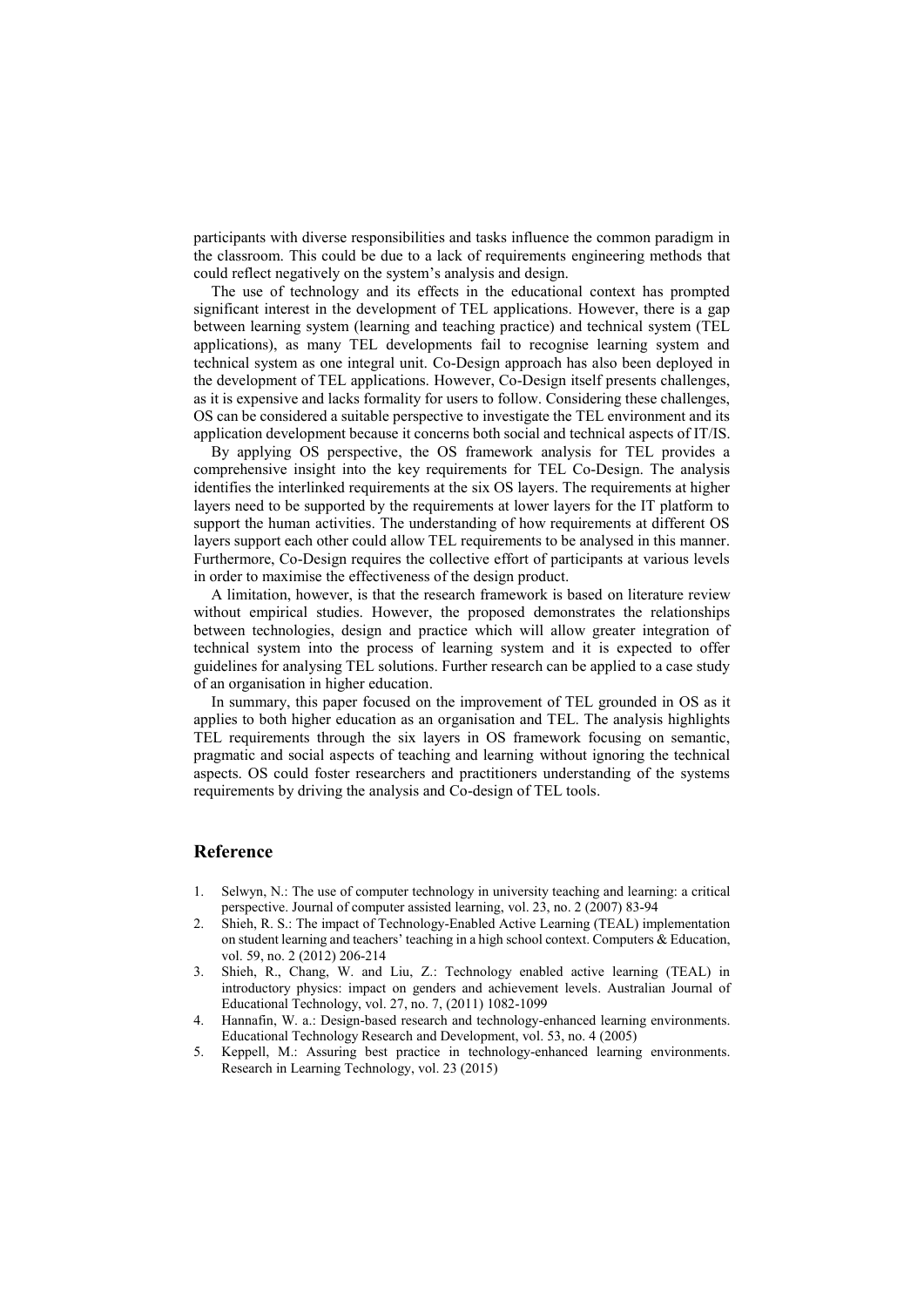participants with diverse responsibilities and tasks influence the common paradigm in the classroom. This could be due to a lack of requirements engineering methods that could reflect negatively on the system's analysis and design.

The use of technology and its effects in the educational context has prompted significant interest in the development of TEL applications. However, there is a gap between learning system (learning and teaching practice) and technical system (TEL applications), as many TEL developments fail to recognise learning system and technical system as one integral unit. Co-Design approach has also been deployed in the development of TEL applications. However, Co-Design itself presents challenges, as it is expensive and lacks formality for users to follow. Considering these challenges, OS can be considered a suitable perspective to investigate the TEL environment and its application development because it concerns both social and technical aspects of IT/IS.

By applying OS perspective, the OS framework analysis for TEL provides a comprehensive insight into the key requirements for TEL Co-Design. The analysis identifies the interlinked requirements at the six OS layers. The requirements at higher layers need to be supported by the requirements at lower layers for the IT platform to support the human activities. The understanding of how requirements at different OS layers support each other could allow TEL requirements to be analysed in this manner. Furthermore, Co-Design requires the collective effort of participants at various levels in order to maximise the effectiveness of the design product.

A limitation, however, is that the research framework is based on literature review without empirical studies. However, the proposed demonstrates the relationships between technologies, design and practice which will allow greater integration of technical system into the process of learning system and it is expected to offer guidelines for analysing TEL solutions. Further research can be applied to a case study of an organisation in higher education.

In summary, this paper focused on the improvement of TEL grounded in OS as it applies to both higher education as an organisation and TEL. The analysis highlights TEL requirements through the six layers in OS framework focusing on semantic, pragmatic and social aspects of teaching and learning without ignoring the technical aspects. OS could foster researchers and practitioners understanding of the systems requirements by driving the analysis and Co-design of TEL tools.

## Reference

1. Selwyn, N.: The use of computer technology in university teaching and learning: a critical perspective. Journal of computer assisted learning, vol. 23, no. 2 (2007) 83-94
2. Shieh, R. S.: The impact of Technology-Enabled Active Learning (TEAL) implementation on student learning and teachers' teaching in a high school context. Computers & Education, vol. 59, no. 2 (2012) 206-214
3. Shieh, R., Chang, W. and Liu, Z.: Technology enabled active learning (TEAL) in introductory physics: impact on genders and achievement levels. Australian Journal of Educational Technology, vol. 27, no. 7, (2011) 1082-1099
4. Hannafin, W. a.: Design-based research and technology-enhanced learning environments. Educational Technology Research and Development, vol. 53, no. 4 (2005)
5. Keppell, M.: Assuring best practice in technology-enhanced learning environments. Research in Learning Technology, vol. 23 (2015)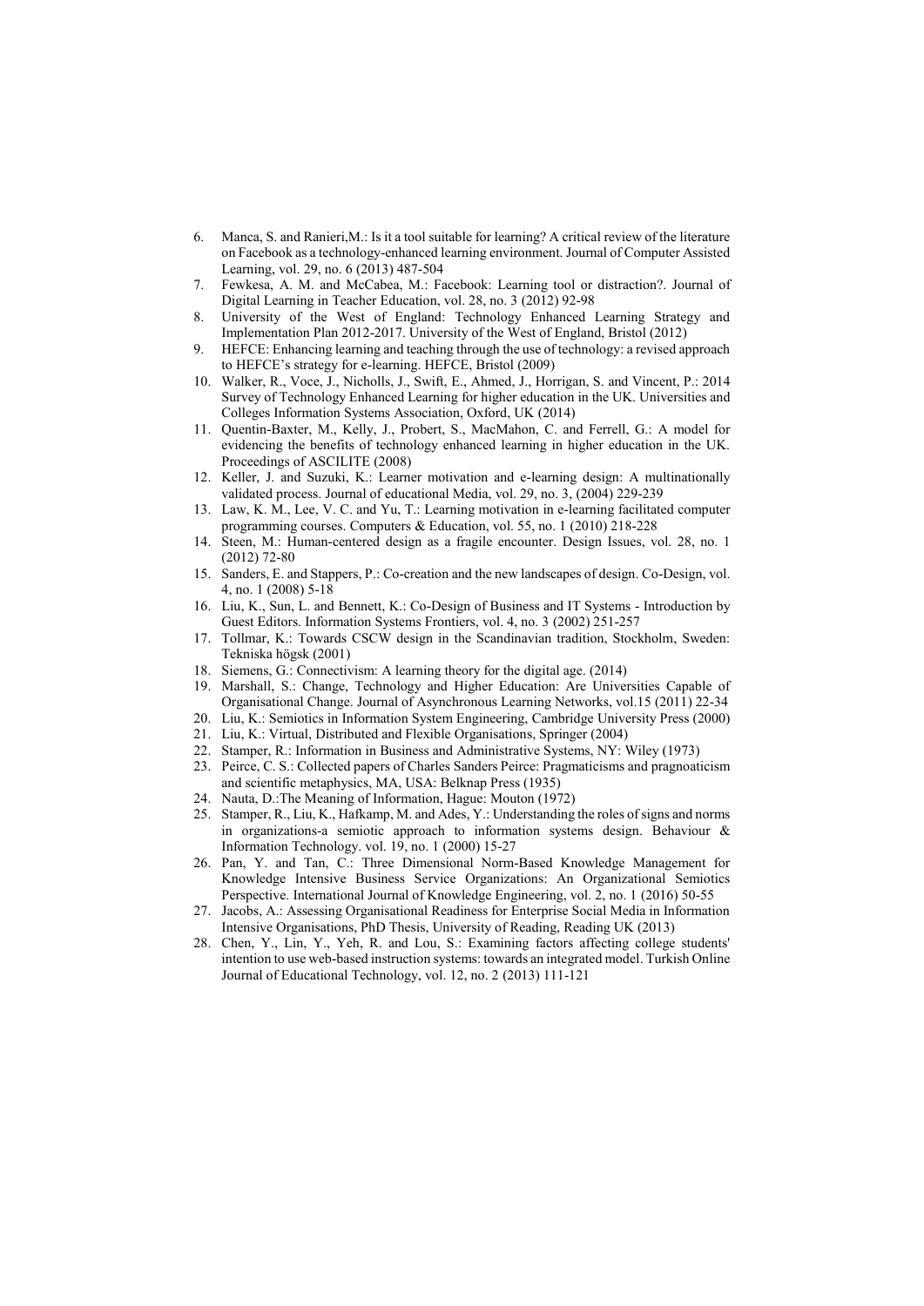6. Manca, S. and Ranieri,M.: Is it a tool suitable for learning? A critical review of the literature on Facebook as a technology-enhanced learning environment. Journal of Computer Assisted Learning, vol. 29, no. 6 (2013) 487-504
7. Fewkesa, A. M. and McCabea, M.: Facebook: Learning tool or distraction?. Journal of Digital Learning in Teacher Education, vol. 28, no. 3 (2012) 92-98
8. University of the West of England: Technology Enhanced Learning Strategy and Implementation Plan 2012-2017. University of the West of England, Bristol (2012)
9. HEFCE: Enhancing learning and teaching through the use of technology: a revised approach to HEFCE's strategy for e-learning. HEFCE, Bristol (2009)
10. Walker, R., Voce, J., Nicholls, J., Swift, E., Ahmed, J., Horrigan, S. and Vincent, P.: 2014 Survey of Technology Enhanced Learning for higher education in the UK. Universities and Colleges Information Systems Association, Oxford, UK (2014)
11. Quentin-Baxter, M., Kelly, J., Probert, S., MacMahon, C. and Ferrell, G.: A model for evidencing the benefits of technology enhanced learning in higher education in the UK. Proceedings of ASCILITE (2008)
12. Keller, J. and Suzuki, K.: Learner motivation and e-learning design: A multinationally validated process. Journal of educational Media, vol. 29, no. 3, (2004) 229-239
13. Law, K. M., Lee, V. C. and Yu, T.: Learning motivation in e-learning facilitated computer programming courses. Computers & Education, vol. 55, no. 1 (2010) 218-228
14. Steen, M.: Human-centered design as a fragile encounter. Design Issues, vol. 28, no. 1 (2012) 72-80
15. Sanders, E. and Stappers, P.: Co-creation and the new landscapes of design. Co-Design, vol. 4, no. 1 (2008) 5-18
16. Liu, K., Sun, L. and Bennett, K.: Co-Design of Business and IT Systems - Introduction by Guest Editors. Information Systems Frontiers, vol. 4, no. 3 (2002) 251-257
17. Tollmar, K.: Towards CSCW design in the Scandinavian tradition, Stockholm, Sweden: Tekniska högsk (2001)
18. Siemens, G.: Connectivism: A learning theory for the digital age. (2014)
19. Marshall, S.: Change, Technology and Higher Education: Are Universities Capable of Organisational Change. Journal of Asynchronous Learning Networks, vol.15 (2011) 22-34
20. Liu, K.: Semiotics in Information System Engineering, Cambridge University Press (2000)
21. Liu, K.: Virtual, Distributed and Flexible Organisations, Springer (2004)
22. Stamper, R.: Information in Business and Administrative Systems, NY: Wiley (1973)
23. Peirce, C. S.: Collected papers of Charles Sanders Peirce: Pragmaticisms and pragnoaticism and scientific metaphysics, MA, USA: Belknap Press (1935)
24. Nauta, D.:The Meaning of Information, Hague: Mouton (1972)
25. Stamper, R., Liu, K., Hafkamp, M. and Ades, Y.: Understanding the roles of signs and norms in organizations-a semiotic approach to information systems design. Behaviour & Information Technology. vol. 19, no. 1 (2000) 15-27
26. Pan, Y. and Tan, C.: Three Dimensional Norm-Based Knowledge Management for Knowledge Intensive Business Service Organizations: An Organizational Semiotics Perspective. International Journal of Knowledge Engineering, vol. 2, no. 1 (2016) 50-55
27. Jacobs, A.: Assessing Organisational Readiness for Enterprise Social Media in Information Intensive Organisations, PhD Thesis, University of Reading, Reading UK (2013)
28. Chen, Y., Lin, Y., Yeh, R. and Lou, S.: Examining factors affecting college students' intention to use web-based instruction systems: towards an integrated model. Turkish Online Journal of Educational Technology, vol. 12, no. 2 (2013) 111-121